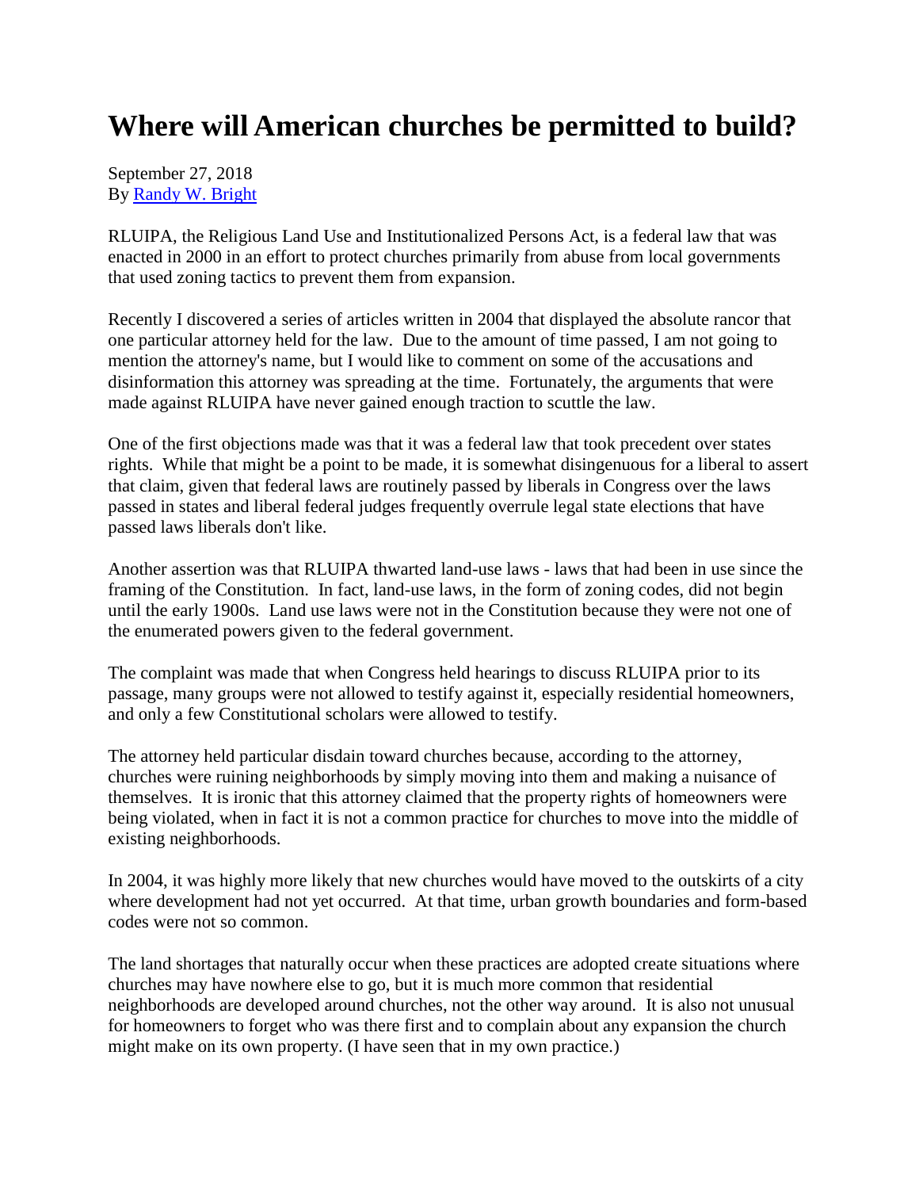# Where will American churches be permitted to build?

September 27, 2018
By [Randy W. Bright]

RLUIPA, the Religious Land Use and Institutionalized Persons Act, is a federal law that was enacted in 2000 in an effort to protect churches primarily from abuse from local governments that used zoning tactics to prevent them from expansion.

Recently I discovered a series of articles written in 2004 that displayed the absolute rancor that one particular attorney held for the law. Due to the amount of time passed, I am not going to mention the attorney's name, but I would like to comment on some of the accusations and disinformation this attorney was spreading at the time. Fortunately, the arguments that were made against RLUIPA have never gained enough traction to scuttle the law.

One of the first objections made was that it was a federal law that took precedent over states rights. While that might be a point to be made, it is somewhat disingenuous for a liberal to assert that claim, given that federal laws are routinely passed by liberals in Congress over the laws passed in states and liberal federal judges frequently overrule legal state elections that have passed laws liberals don't like.

Another assertion was that RLUIPA thwarted land-use laws - laws that had been in use since the framing of the Constitution. In fact, land-use laws, in the form of zoning codes, did not begin until the early 1900s. Land use laws were not in the Constitution because they were not one of the enumerated powers given to the federal government.

The complaint was made that when Congress held hearings to discuss RLUIPA prior to its passage, many groups were not allowed to testify against it, especially residential homeowners, and only a few Constitutional scholars were allowed to testify.

The attorney held particular disdain toward churches because, according to the attorney, churches were ruining neighborhoods by simply moving into them and making a nuisance of themselves. It is ironic that this attorney claimed that the property rights of homeowners were being violated, when in fact it is not a common practice for churches to move into the middle of existing neighborhoods.

In 2004, it was highly more likely that new churches would have moved to the outskirts of a city where development had not yet occurred. At that time, urban growth boundaries and form-based codes were not so common.

The land shortages that naturally occur when these practices are adopted create situations where churches may have nowhere else to go, but it is much more common that residential neighborhoods are developed around churches, not the other way around. It is also not unusual for homeowners to forget who was there first and to complain about any expansion the church might make on its own property. (I have seen that in my own practice.)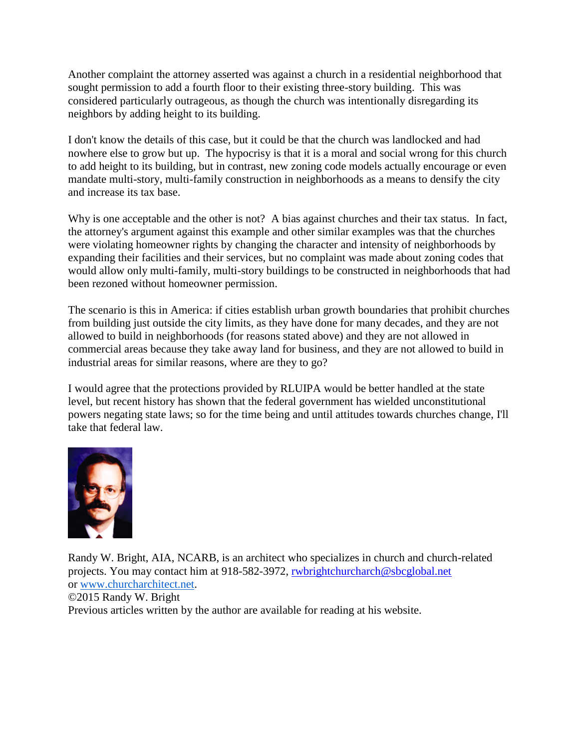Another complaint the attorney asserted was against a church in a residential neighborhood that sought permission to add a fourth floor to their existing three-story building. This was considered particularly outrageous, as though the church was intentionally disregarding its neighbors by adding height to its building.

I don't know the details of this case, but it could be that the church was landlocked and had nowhere else to grow but up. The hypocrisy is that it is a moral and social wrong for this church to add height to its building, but in contrast, new zoning code models actually encourage or even mandate multi-story, multi-family construction in neighborhoods as a means to densify the city and increase its tax base.

Why is one acceptable and the other is not? A bias against churches and their tax status. In fact, the attorney's argument against this example and other similar examples was that the churches were violating homeowner rights by changing the character and intensity of neighborhoods by expanding their facilities and their services, but no complaint was made about zoning codes that would allow only multi-family, multi-story buildings to be constructed in neighborhoods that had been rezoned without homeowner permission.

The scenario is this in America: if cities establish urban growth boundaries that prohibit churches from building just outside the city limits, as they have done for many decades, and they are not allowed to build in neighborhoods (for reasons stated above) and they are not allowed in commercial areas because they take away land for business, and they are not allowed to build in industrial areas for similar reasons, where are they to go?

I would agree that the protections provided by RLUIPA would be better handled at the state level, but recent history has shown that the federal government has wielded unconstitutional powers negating state laws; so for the time being and until attitudes towards churches change, I'll take that federal law.

Randy W. Bright, AIA, NCARB, is an architect who specializes in church and church-related projects. You may contact him at 918-582-3972, [rwbrightchurcharch@sbcglobal.net](mailto:rwbrightchurcharch@sbcglobal.net) or [www.churcharchitect.net](http://www.churcharchitect.net).
©2015 Randy W. Bright
Previous articles written by the author are available for reading at his website.